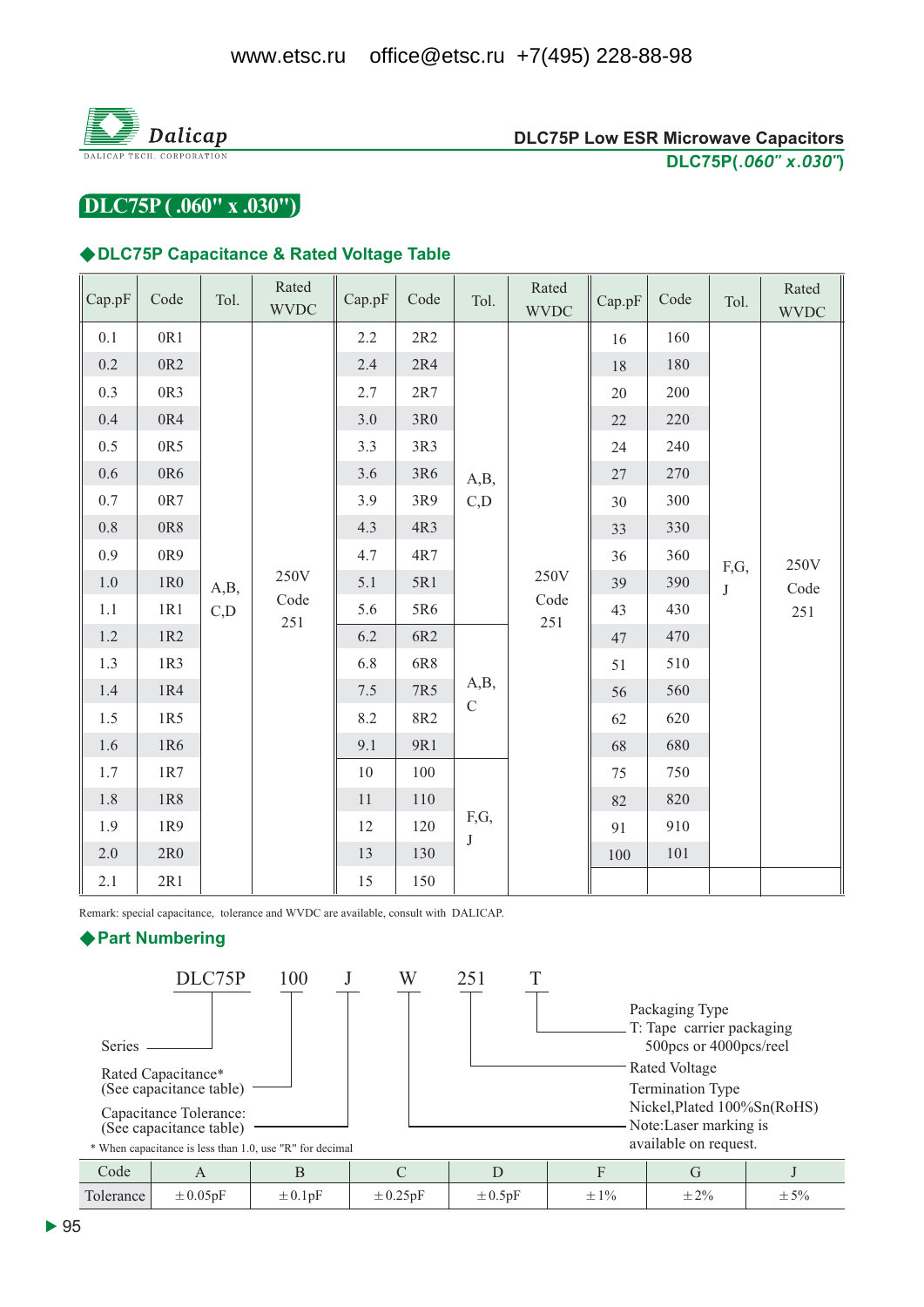www.etsc.ru office@etsc.ru +7(495) 228-88-98

**Dalicap**
DALICAP TECH. CORPORATION

**DLC75P Low ESR Microwave Capacitors**
**DLC75P(*.060" x.030"*)**

# DLC75P ( .060" x .030")

## ◆DLC75P Capacitance & Rated Voltage Table

| Cap.pF | Code | Tol. | Rated WVDC | Cap.pF | Code | Tol. | Rated WVDC | Cap.pF | Code | Tol. | Rated WVDC |
|---|---|---|---|---|---|---|---|---|---|---|---|
| 0.1 | 0R1 | A,B, C,D | 250V Code 251 | 2.2 | 2R2 | A,B, C,D | 250V Code 251 | 16 | 160 | F,G, J | 250V Code 251 |
| 0.2 | 0R2 | | | 2.4 | 2R4 | | | 18 | 180 | | |
| 0.3 | 0R3 | | | 2.7 | 2R7 | | | 20 | 200 | | |
| 0.4 | 0R4 | | | 3.0 | 3R0 | | | 22 | 220 | | |
| 0.5 | 0R5 | | | 3.3 | 3R3 | | | 24 | 240 | | |
| 0.6 | 0R6 | | | 3.6 | 3R6 | | | 27 | 270 | | |
| 0.7 | 0R7 | | | 3.9 | 3R9 | | | 30 | 300 | | |
| 0.8 | 0R8 | | | 4.3 | 4R3 | | | 33 | 330 | | |
| 0.9 | 0R9 | | | 4.7 | 4R7 | | | 36 | 360 | | |
| 1.0 | 1R0 | | | 5.1 | 5R1 | | | 39 | 390 | | |
| 1.1 | 1R1 | | | 5.6 | 5R6 | | | 43 | 430 | | |
| 1.2 | 1R2 | | | 6.2 | 6R2 | A,B, C | | 47 | 470 | | |
| 1.3 | 1R3 | | | 6.8 | 6R8 | | | 51 | 510 | | |
| 1.4 | 1R4 | | | 7.5 | 7R5 | | | 56 | 560 | | |
| 1.5 | 1R5 | | | 8.2 | 8R2 | | | 62 | 620 | | |
| 1.6 | 1R6 | | | 9.1 | 9R1 | | | 68 | 680 | | |
| 1.7 | 1R7 | | | 10 | 100 | F,G, J | | 75 | 750 | | |
| 1.8 | 1R8 | | | 11 | 110 | | | 82 | 820 | | |
| 1.9 | 1R9 | | | 12 | 120 | | | 91 | 910 | | |
| 2.0 | 2R0 | | | 13 | 130 | | | 100 | 101 | | |
| 2.1 | 2R1 | | | 15 | 150 | | | | | | |

Remark: special capacitance, tolerance and WVDC are available, consult with DALICAP.

## ◆Part Numbering

DLC75P 100 J W 251 T

- **DLC75P** – Series
- **100** – Rated Capacitance* (See capacitance table)
- **J** – Capacitance Tolerance: (See capacitance table)
- **W** – Termination Type: Nickel,Plated 100%Sn(RoHS). Note:Laser marking is available on request.
- **251** – Rated Voltage
- **T** – Packaging Type: T: Tape carrier packaging 500pcs or 4000pcs/reel

\* When capacitance is less than 1.0, use "R" for decimal

| Code | A | B | C | D | F | G | J |
|---|---|---|---|---|---|---|---|
| Tolerance | ±0.05pF | ±0.1pF | ±0.25pF | ±0.5pF | ±1% | ±2% | ±5% |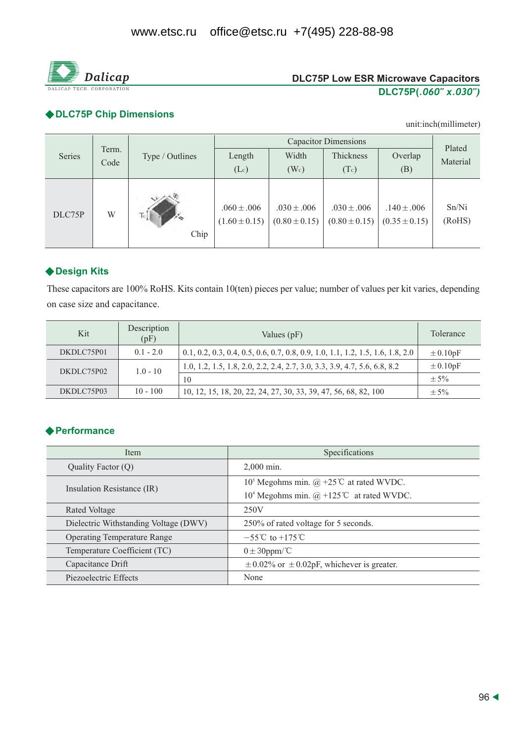## DLC75P Low ESR Microwave Capacitors

**DLC75P(*.060" x.030"*)**

### ◆DLC75P Chip Dimensions

unit:inch(millimeter)

| Series | Term. Code | Type / Outlines | Capacitor Dimensions | | | | Plated Material |
|---|---|---|---|---|---|---|---|
| | | | Length ($L_C$) | Width ($W_C$) | Thickness ($T_C$) | Overlap (B) | |
| DLC75P | W | Chip | .060±.006 (1.60±0.15) | .030±.006 (0.80±0.15) | .030±.006 (0.80±0.15) | .140±.006 (0.35±0.15) | Sn/Ni (RoHS) |

### ◆Design Kits

These capacitors are 100% RoHS. Kits contain 10(ten) pieces per value; number of values per kit varies, depending on case size and capacitance.

| Kit | Description (pF) | Values (pF) | Tolerance |
|---|---|---|---|
| DKDLC75P01 | 0.1 - 2.0 | 0.1, 0.2, 0.3, 0.4, 0.5, 0.6, 0.7, 0.8, 0.9, 1.0, 1.1, 1.2, 1.5, 1.6, 1.8, 2.0 | ±0.10pF |
| DKDLC75P02 | 1.0 - 10 | 1.0, 1.2, 1.5, 1.8, 2.0, 2.2, 2.4, 2.7, 3.0, 3.3, 3.9, 4.7, 5.6, 6.8, 8.2 | ±0.10pF |
| | | 10 | ±5% |
| DKDLC75P03 | 10 - 100 | 10, 12, 15, 18, 20, 22, 24, 27, 30, 33, 39, 47, 56, 68, 82, 100 | ±5% |

### ◆Performance

| Item | Specifications |
|---|---|
| Quality Factor (Q) | 2,000 min. |
| Insulation Resistance (IR) | $10^5$ Megohms min. @ +25℃ at rated WVDC.<br>$10^4$ Megohms min. @ +125℃ at rated WVDC. |
| Rated Voltage | 250V |
| Dielectric Withstanding Voltage (DWV) | 250% of rated voltage for 5 seconds. |
| Operating Temperature Range | −55℃ to +175℃ |
| Temperature Coefficient (TC) | 0±30ppm/℃ |
| Capacitance Drift | ±0.02% or ±0.02pF, whichever is greater. |
| Piezoelectric Effects | None |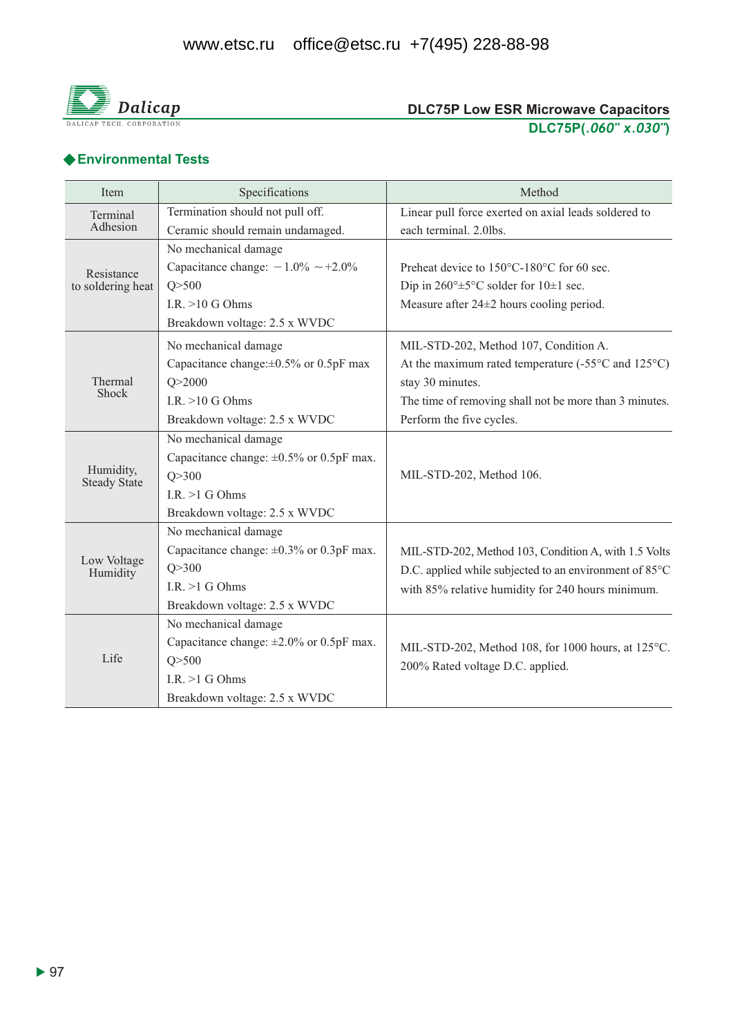DLC75P Low ESR Microwave Capacitors

DLC75P(*.060" x.030"*)

## ◆Environmental Tests

| Item | Specifications | Method |
|---|---|---|
| Terminal Adhesion | Termination should not pull off.<br>Ceramic should remain undamaged. | Linear pull force exerted on axial leads soldered to each terminal. 2.0lbs. |
| Resistance to soldering heat | No mechanical damage<br>Capacitance change: －1.0% ～+2.0%<br>Q>500<br>I.R. >10 G Ohms<br>Breakdown voltage: 2.5 x WVDC | Preheat device to 150°C-180°C for 60 sec.<br>Dip in 260°±5°C solder for 10±1 sec.<br>Measure after 24±2 hours cooling period. |
| Thermal Shock | No mechanical damage<br>Capacitance change:±0.5% or 0.5pF max<br>Q>2000<br>I.R. >10 G Ohms<br>Breakdown voltage: 2.5 x WVDC | MIL-STD-202, Method 107, Condition A.<br>At the maximum rated temperature (-55°C and 125°C) stay 30 minutes.<br>The time of removing shall not be more than 3 minutes.<br>Perform the five cycles. |
| Humidity, Steady State | No mechanical damage<br>Capacitance change: ±0.5% or 0.5pF max.<br>Q>300<br>I.R. >1 G Ohms<br>Breakdown voltage: 2.5 x WVDC | MIL-STD-202, Method 106. |
| Low Voltage Humidity | No mechanical damage<br>Capacitance change: ±0.3% or 0.3pF max.<br>Q>300<br>I.R. >1 G Ohms<br>Breakdown voltage: 2.5 x WVDC | MIL-STD-202, Method 103, Condition A, with 1.5 Volts D.C. applied while subjected to an environment of 85°C with 85% relative humidity for 240 hours minimum. |
| Life | No mechanical damage<br>Capacitance change: ±2.0% or 0.5pF max.<br>Q>500<br>I.R. >1 G Ohms<br>Breakdown voltage: 2.5 x WVDC | MIL-STD-202, Method 108, for 1000 hours, at 125°C.<br>200% Rated voltage D.C. applied. |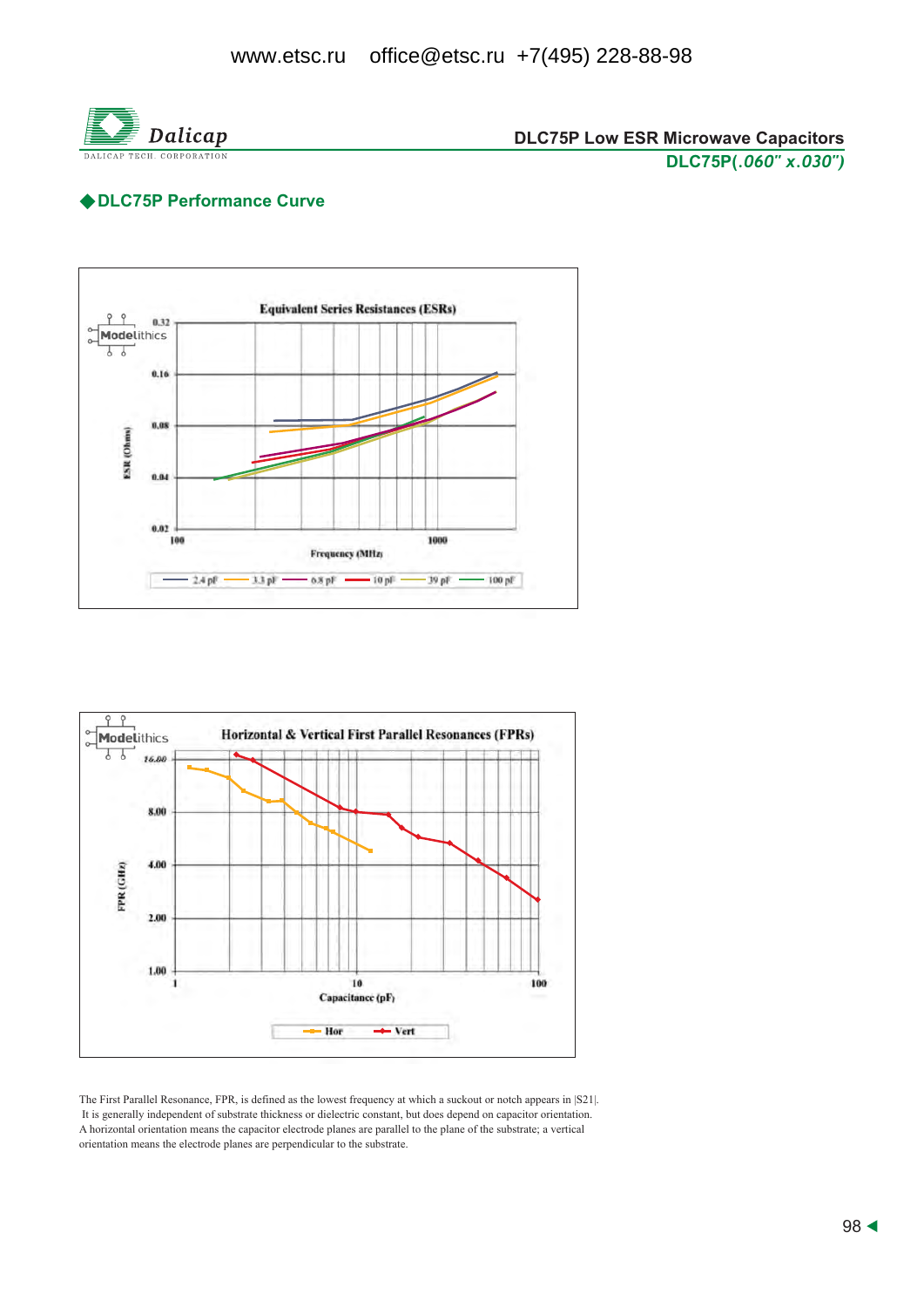## ◆DLC75P Performance Curve

**Equivalent Series Resistances (ESRs)**

ESR (Ohms): 0.02, 0.04, 0.08, 0.16, 0.32

Frequency (MHz): 100, 1000

Legend: 2.4 pF, 3.3 pF, 6.8 pF, 10 pF, 39 pF, 100 pF

**Horizontal & Vertical First Parallel Resonances (FPRs)**

FPR (GHz): 1.00, 2.00, 4.00, 8.00, 16.00

Capacitance (pF): 1, 10, 100

Legend: Hor, Vert

The First Parallel Resonance, FPR, is defined as the lowest frequency at which a suckout or notch appears in |S21|. It is generally independent of substrate thickness or dielectric constant, but does depend on capacitor orientation. A horizontal orientation means the capacitor electrode planes are parallel to the plane of the substrate; a vertical orientation means the electrode planes are perpendicular to the substrate.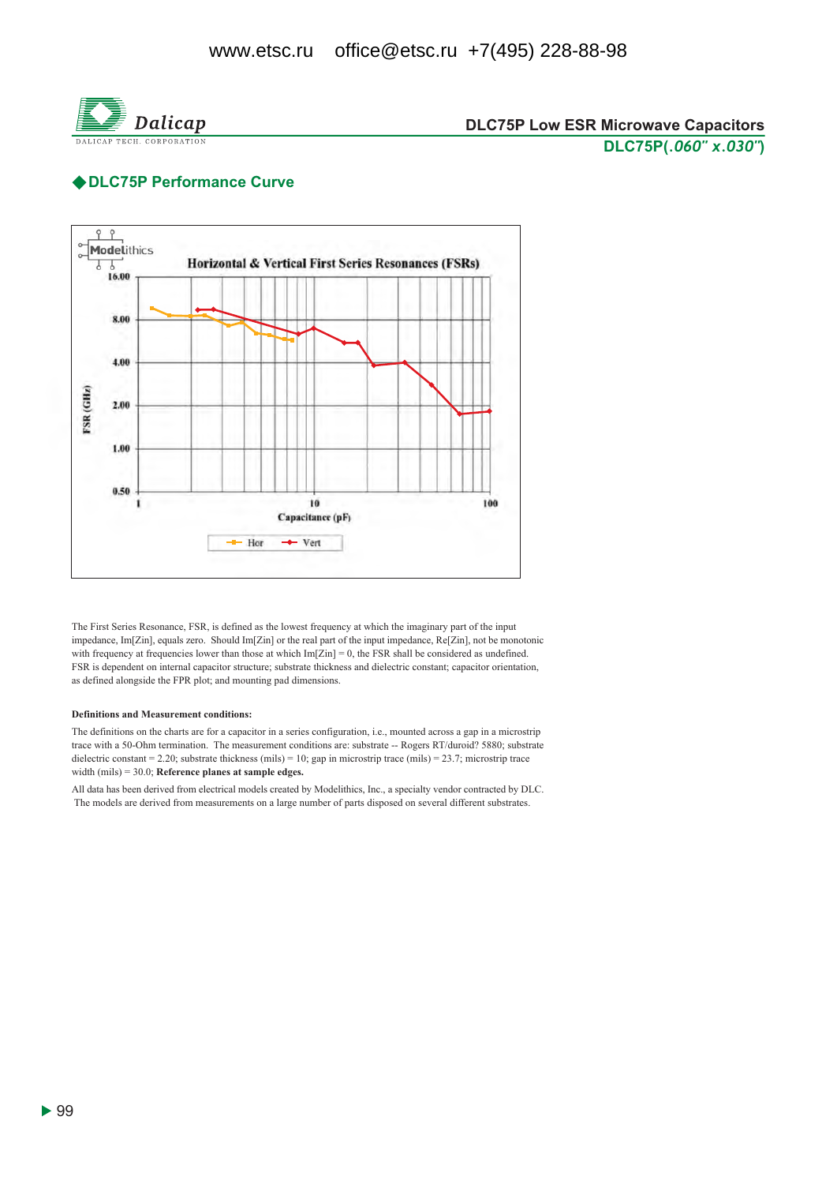## ◆DLC75P Performance Curve

Modelithics

Horizontal & Vertical First Series Resonances (FSRs)

FSR (GHz)

16.00

8.00

4.00

2.00

1.00

0.50

1

10

100

Capacitance (pF)

Hor

Vert

The First Series Resonance, FSR, is defined as the lowest frequency at which the imaginary part of the input impedance, Im[Zin], equals zero. Should Im[Zin] or the real part of the input impedance, Re[Zin], not be monotonic with frequency at frequencies lower than those at which Im[Zin] = 0, the FSR shall be considered as undefined. FSR is dependent on internal capacitor structure; substrate thickness and dielectric constant; capacitor orientation, as defined alongside the FPR plot; and mounting pad dimensions.

**Definitions and Measurement conditions:**

The definitions on the charts are for a capacitor in a series configuration, i.e., mounted across a gap in a microstrip trace with a 50-Ohm termination. The measurement conditions are: substrate -- Rogers RT/duroid? 5880; substrate dielectric constant = 2.20; substrate thickness (mils) = 10; gap in microstrip trace (mils) = 23.7; microstrip trace width (mils) = 30.0; **Reference planes at sample edges.**

All data has been derived from electrical models created by Modelithics, Inc., a specialty vendor contracted by DLC. The models are derived from measurements on a large number of parts disposed on several different substrates.